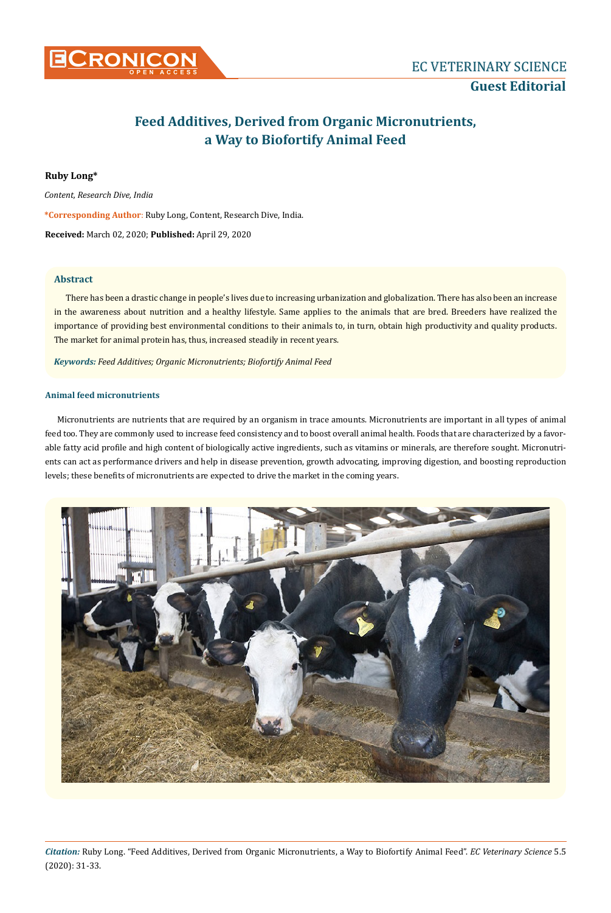# Feed Additives, Derived from Organic Micronutrients, a Way to Biofortify Animal Feed

**Ruby Long***

*Content, Research Dive, India*

***Corresponding Author**: Ruby Long, Content, Research Dive, India.

**Received:** March 02, 2020; **Published:** April 29, 2020

## Abstract

There has been a drastic change in people's lives due to increasing urbanization and globalization. There has also been an increase in the awareness about nutrition and a healthy lifestyle. Same applies to the animals that are bred. Breeders have realized the importance of providing best environmental conditions to their animals to, in turn, obtain high productivity and quality products. The market for animal protein has, thus, increased steadily in recent years.

***Keywords:*** *Feed Additives; Organic Micronutrients; Biofortify Animal Feed*

### Animal feed micronutrients

Micronutrients are nutrients that are required by an organism in trace amounts. Micronutrients are important in all types of animal feed too. They are commonly used to increase feed consistency and to boost overall animal health. Foods that are characterized by a favorable fatty acid profile and high content of biologically active ingredients, such as vitamins or minerals, are therefore sought. Micronutrients can act as performance drivers and help in disease prevention, growth advocating, improving digestion, and boosting reproduction levels; these benefits of micronutrients are expected to drive the market in the coming years.

*Citation:* Ruby Long. "Feed Additives, Derived from Organic Micronutrients, a Way to Biofortify Animal Feed". *EC Veterinary Science* 5.5 (2020): 31-33.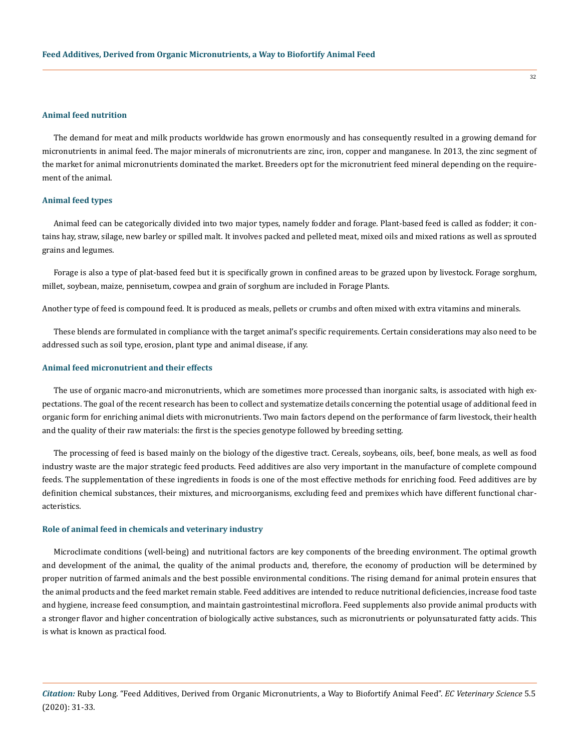### Animal feed nutrition

The demand for meat and milk products worldwide has grown enormously and has consequently resulted in a growing demand for micronutrients in animal feed. The major minerals of micronutrients are zinc, iron, copper and manganese. In 2013, the zinc segment of the market for animal micronutrients dominated the market. Breeders opt for the micronutrient feed mineral depending on the requirement of the animal.

### Animal feed types

Animal feed can be categorically divided into two major types, namely fodder and forage. Plant-based feed is called as fodder; it contains hay, straw, silage, new barley or spilled malt. It involves packed and pelleted meat, mixed oils and mixed rations as well as sprouted grains and legumes.

Forage is also a type of plat-based feed but it is specifically grown in confined areas to be grazed upon by livestock. Forage sorghum, millet, soybean, maize, pennisetum, cowpea and grain of sorghum are included in Forage Plants.

Another type of feed is compound feed. It is produced as meals, pellets or crumbs and often mixed with extra vitamins and minerals.

These blends are formulated in compliance with the target animal's specific requirements. Certain considerations may also need to be addressed such as soil type, erosion, plant type and animal disease, if any.

### Animal feed micronutrient and their effects

The use of organic macro-and micronutrients, which are sometimes more processed than inorganic salts, is associated with high expectations. The goal of the recent research has been to collect and systematize details concerning the potential usage of additional feed in organic form for enriching animal diets with micronutrients. Two main factors depend on the performance of farm livestock, their health and the quality of their raw materials: the first is the species genotype followed by breeding setting.

The processing of feed is based mainly on the biology of the digestive tract. Cereals, soybeans, oils, beef, bone meals, as well as food industry waste are the major strategic feed products. Feed additives are also very important in the manufacture of complete compound feeds. The supplementation of these ingredients in foods is one of the most effective methods for enriching food. Feed additives are by definition chemical substances, their mixtures, and microorganisms, excluding feed and premixes which have different functional characteristics.

### Role of animal feed in chemicals and veterinary industry

Microclimate conditions (well-being) and nutritional factors are key components of the breeding environment. The optimal growth and development of the animal, the quality of the animal products and, therefore, the economy of production will be determined by proper nutrition of farmed animals and the best possible environmental conditions. The rising demand for animal protein ensures that the animal products and the feed market remain stable. Feed additives are intended to reduce nutritional deficiencies, increase food taste and hygiene, increase feed consumption, and maintain gastrointestinal microflora. Feed supplements also provide animal products with a stronger flavor and higher concentration of biologically active substances, such as micronutrients or polyunsaturated fatty acids. This is what is known as practical food.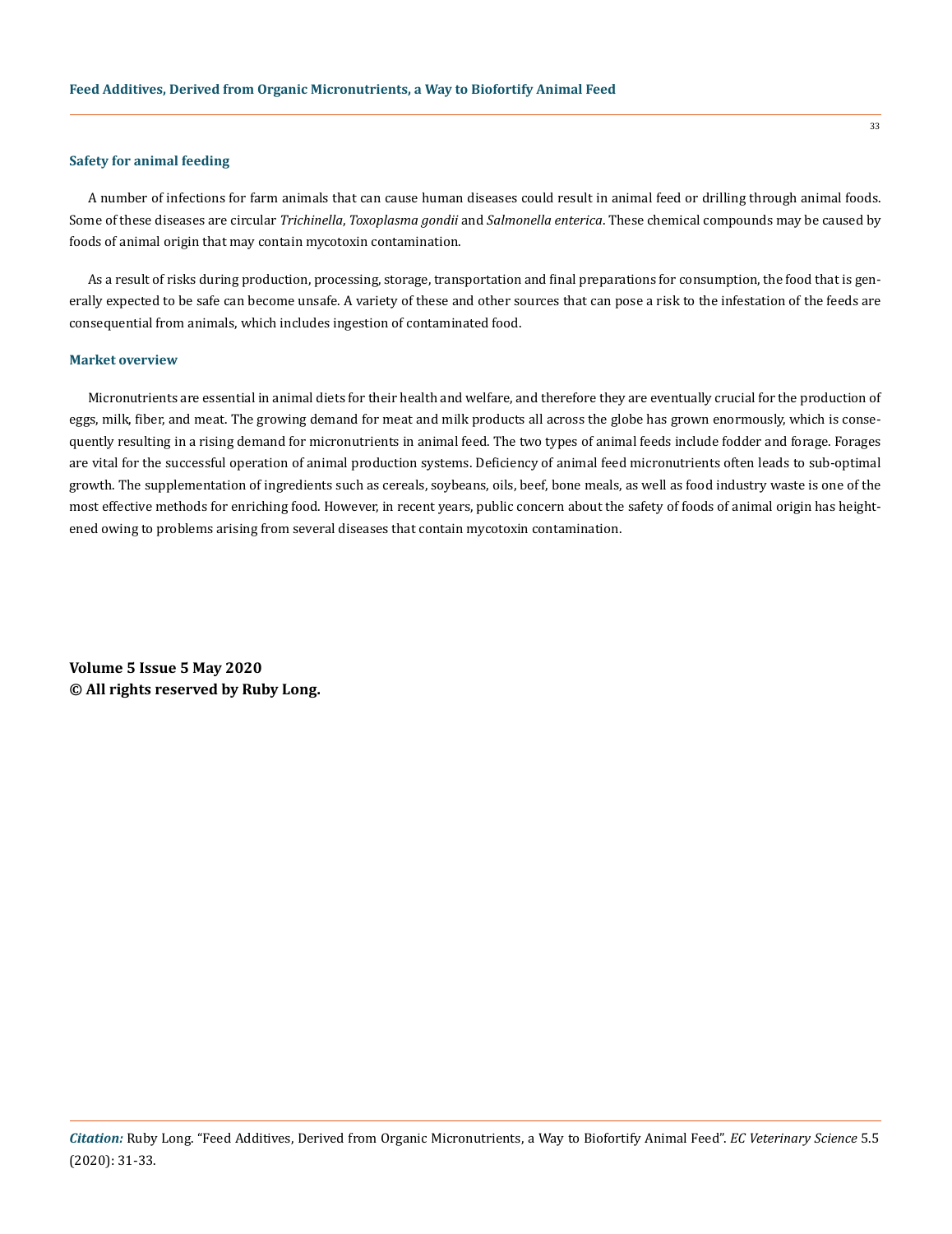### Safety for animal feeding

A number of infections for farm animals that can cause human diseases could result in animal feed or drilling through animal foods. Some of these diseases are circular *Trichinella*, *Toxoplasma gondii* and *Salmonella enterica*. These chemical compounds may be caused by foods of animal origin that may contain mycotoxin contamination.

As a result of risks during production, processing, storage, transportation and final preparations for consumption, the food that is generally expected to be safe can become unsafe. A variety of these and other sources that can pose a risk to the infestation of the feeds are consequential from animals, which includes ingestion of contaminated food.

### Market overview

Micronutrients are essential in animal diets for their health and welfare, and therefore they are eventually crucial for the production of eggs, milk, fiber, and meat. The growing demand for meat and milk products all across the globe has grown enormously, which is consequently resulting in a rising demand for micronutrients in animal feed. The two types of animal feeds include fodder and forage. Forages are vital for the successful operation of animal production systems. Deficiency of animal feed micronutrients often leads to sub-optimal growth. The supplementation of ingredients such as cereals, soybeans, oils, beef, bone meals, as well as food industry waste is one of the most effective methods for enriching food. However, in recent years, public concern about the safety of foods of animal origin has heightened owing to problems arising from several diseases that contain mycotoxin contamination.

**Volume 5 Issue 5 May 2020**
**© All rights reserved by Ruby Long.**